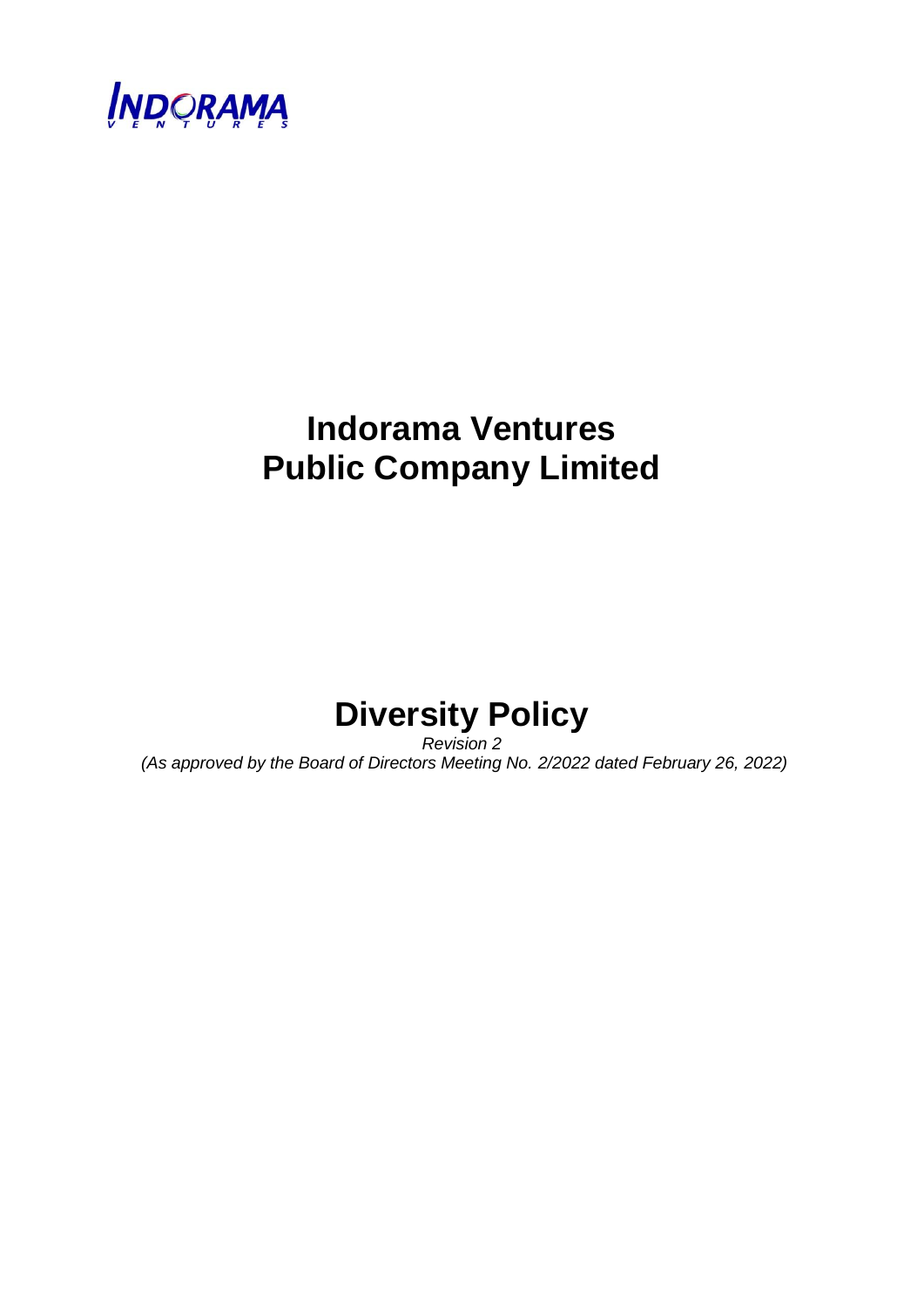# Indorama Ventures Public Company Limited

# Diversity Policy

*Revision 2*

*(As approved by the Board of Directors Meeting No. 2/2022 dated February 26, 2022)*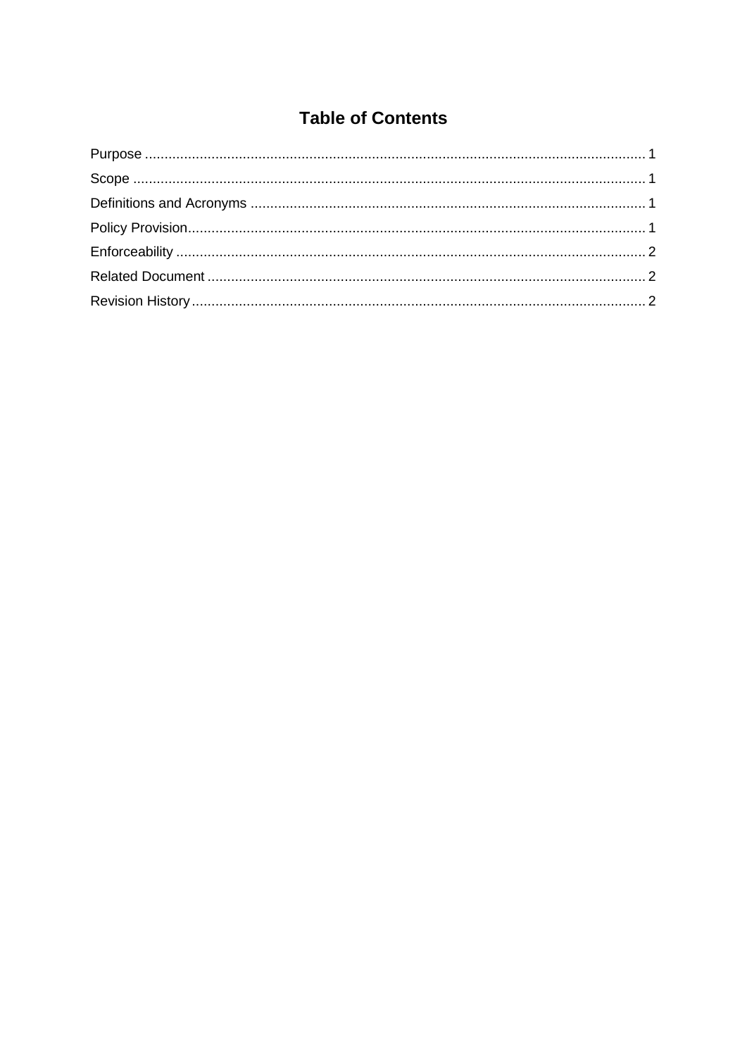# Table of Contents

Purpose ............................................................................................................................... 1
Scope .................................................................................................................................. 1
Definitions and Acronyms .................................................................................................... 1
Policy Provision.................................................................................................................... 1
Enforceability ....................................................................................................................... 2
Related Document ............................................................................................................... 2
Revision History ................................................................................................................... 2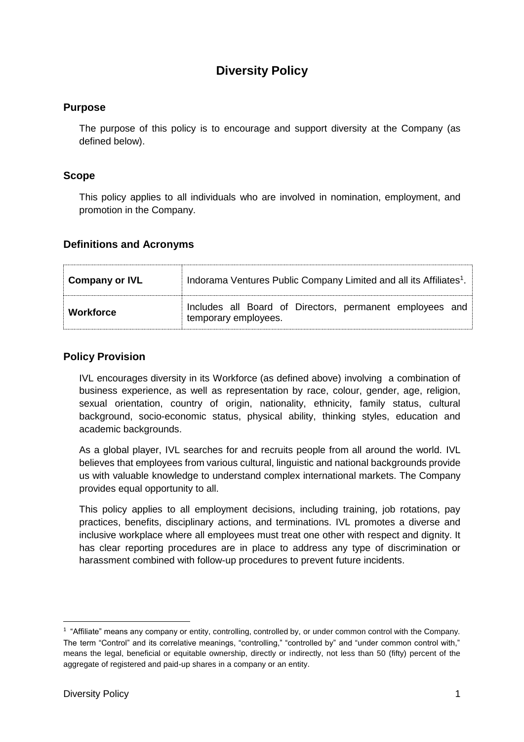# Diversity Policy

## Purpose

The purpose of this policy is to encourage and support diversity at the Company (as defined below).

## Scope

This policy applies to all individuals who are involved in nomination, employment, and promotion in the Company.

## Definitions and Acronyms

| | |
|---|---|
| **Company or IVL** | Indorama Ventures Public Company Limited and all its Affiliates[1]. |
| **Workforce** | Includes all Board of Directors, permanent employees and temporary employees. |

## Policy Provision

IVL encourages diversity in its Workforce (as defined above) involving a combination of business experience, as well as representation by race, colour, gender, age, religion, sexual orientation, country of origin, nationality, ethnicity, family status, cultural background, socio-economic status, physical ability, thinking styles, education and academic backgrounds.

As a global player, IVL searches for and recruits people from all around the world. IVL believes that employees from various cultural, linguistic and national backgrounds provide us with valuable knowledge to understand complex international markets. The Company provides equal opportunity to all.

This policy applies to all employment decisions, including training, job rotations, pay practices, benefits, disciplinary actions, and terminations. IVL promotes a diverse and inclusive workplace where all employees must treat one other with respect and dignity. It has clear reporting procedures are in place to address any type of discrimination or harassment combined with follow-up procedures to prevent future incidents.

---

[1] "Affiliate" means any company or entity, controlling, controlled by, or under common control with the Company. The term "Control" and its correlative meanings, "controlling," "controlled by" and "under common control with," means the legal, beneficial or equitable ownership, directly or indirectly, not less than 50 (fifty) percent of the aggregate of registered and paid-up shares in a company or an entity.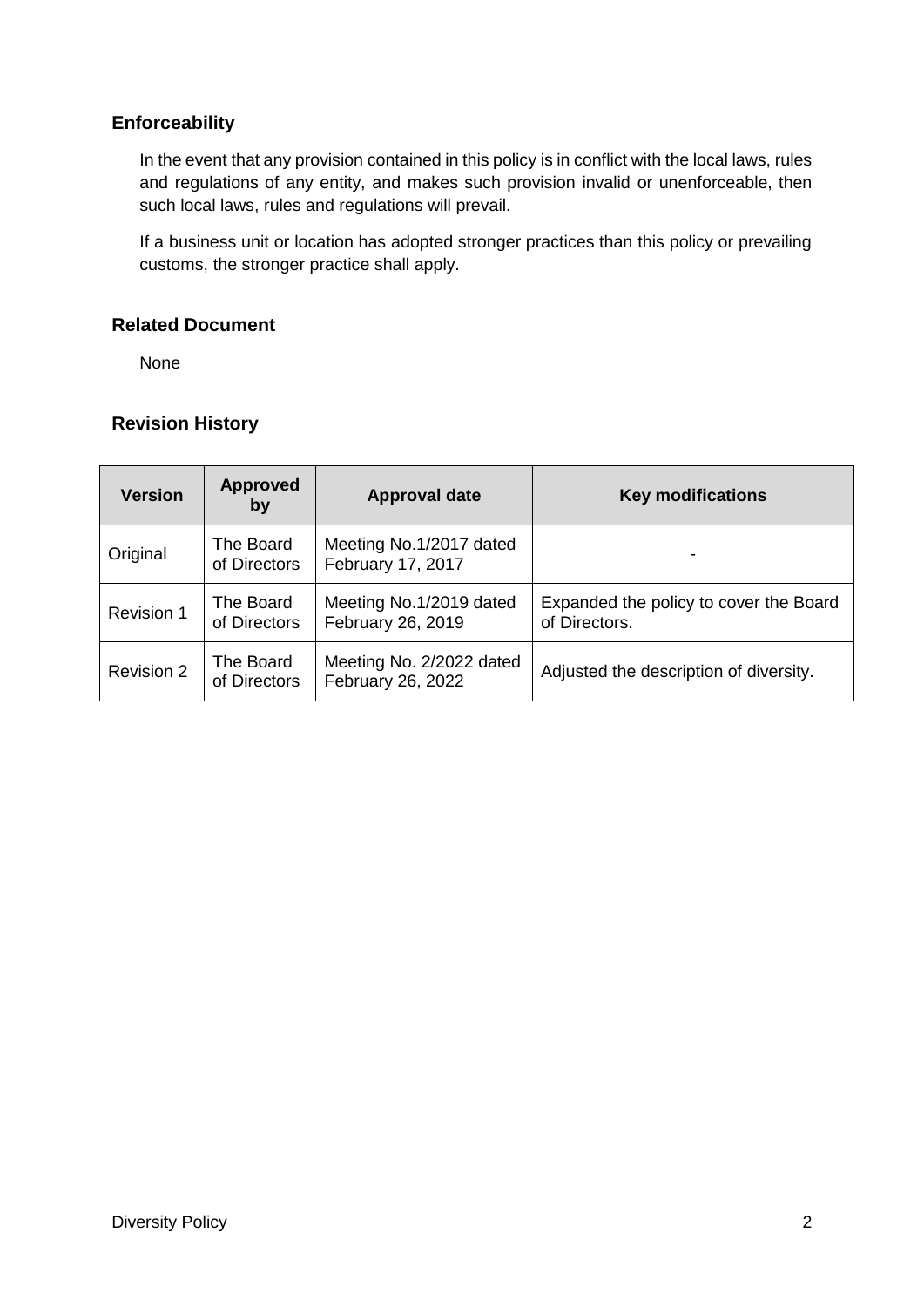## Enforceability

In the event that any provision contained in this policy is in conflict with the local laws, rules and regulations of any entity, and makes such provision invalid or unenforceable, then such local laws, rules and regulations will prevail.

If a business unit or location has adopted stronger practices than this policy or prevailing customs, the stronger practice shall apply.

## Related Document

None

## Revision History

| Version | Approved by | Approval date | Key modifications |
|---|---|---|---|
| Original | The Board of Directors | Meeting No.1/2017 dated February 17, 2017 | - |
| Revision 1 | The Board of Directors | Meeting No.1/2019 dated February 26, 2019 | Expanded the policy to cover the Board of Directors. |
| Revision 2 | The Board of Directors | Meeting No. 2/2022 dated February 26, 2022 | Adjusted the description of diversity. |